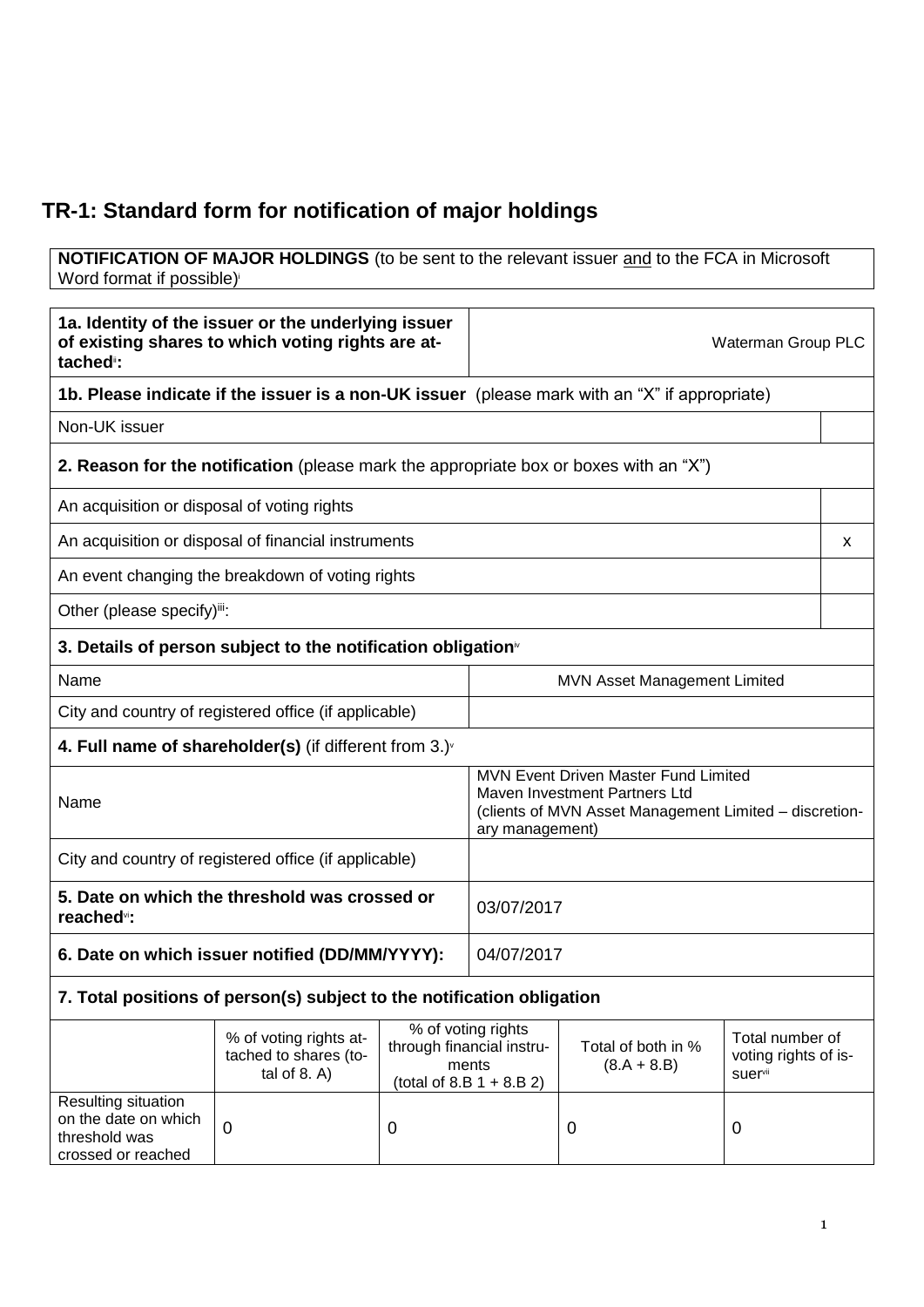# TR-1: Standard form for notification of major holdings

| |
|---|
| **NOTIFICATION OF MAJOR HOLDINGS** (to be sent to the relevant issuer and to the FCA in Microsoft Word format if possible)[i] |

| | |
|---|---|
| **1a. Identity of the issuer or the underlying issuer of existing shares to which voting rights are attached[ii]:** | Waterman Group PLC |

| | |
|---|---|
| **1b. Please indicate if the issuer is a non-UK issuer** (please mark with an "X" if appropriate) | |
| Non-UK issuer | |
| **2. Reason for the notification** (please mark the appropriate box or boxes with an "X") | |
| An acquisition or disposal of voting rights | |
| An acquisition or disposal of financial instruments | x |
| An event changing the breakdown of voting rights | |
| Other (please specify)[iii]: | |

| | |
|---|---|
| **3. Details of person subject to the notification obligation**[iv] | |
| Name | MVN Asset Management Limited |
| City and country of registered office (if applicable) | |
| **4. Full name of shareholder(s)** (if different from 3.)[v] | |
| Name | MVN Event Driven Master Fund Limited<br>Maven Investment Partners Ltd<br>(clients of MVN Asset Management Limited – discretionary management) |
| City and country of registered office (if applicable) | |
| **5. Date on which the threshold was crossed or reached[vi]:** | 03/07/2017 |
| **6. Date on which issuer notified (DD/MM/YYYY):** | 04/07/2017 |

**7. Total positions of person(s) subject to the notification obligation**

| | % of voting rights attached to shares (total of 8. A) | % of voting rights through financial instruments (total of 8.B 1 + 8.B 2) | Total of both in % (8.A + 8.B) | Total number of voting rights of issuer[vii] |
|---|---|---|---|---|
| Resulting situation on the date on which threshold was crossed or reached | 0 | 0 | 0 | 0 |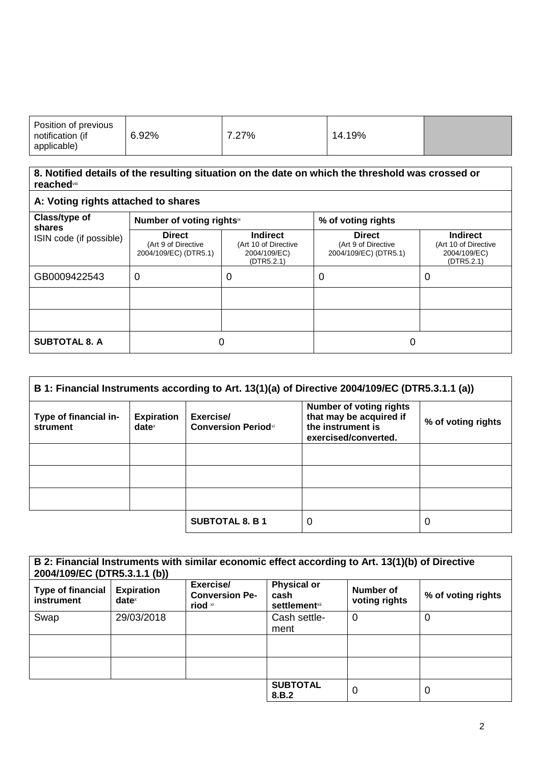| | | | | |
|---|---|---|---|---|
| Position of previous notification (if applicable) | 6.92% | 7.27% | 14.19% | |

| 8. Notified details of the resulting situation on the date on which the threshold was crossed or reached[viii] | | | | |
|---|---|---|---|---|
| **A: Voting rights attached to shares** | | | | |
| **Class/type of shares** ISIN code (if possible) | **Number of voting rights**[ix] | | **% of voting rights** | |
| | **Direct** (Art 9 of Directive 2004/109/EC) (DTR5.1) | **Indirect** (Art 10 of Directive 2004/109/EC) (DTR5.2.1) | **Direct** (Art 9 of Directive 2004/109/EC) (DTR5.1) | **Indirect** (Art 10 of Directive 2004/109/EC) (DTR5.2.1) |
| GB0009422543 | 0 | 0 | 0 | 0 |
| | | | | |
| | | | | |
| **SUBTOTAL 8. A** | 0 | | 0 | |

| B 1: Financial Instruments according to Art. 13(1)(a) of Directive 2004/109/EC (DTR5.3.1.1 (a)) | | | | |
|---|---|---|---|---|
| **Type of financial instrument** | **Expiration date**[x] | **Exercise/ Conversion Period**[xi] | **Number of voting rights that may be acquired if the instrument is exercised/converted.** | **% of voting rights** |
| | | | | |
| | | | | |
| | | | | |
| | | **SUBTOTAL 8. B 1** | 0 | 0 |

| B 2: Financial Instruments with similar economic effect according to Art. 13(1)(b) of Directive 2004/109/EC (DTR5.3.1.1 (b)) | | | | | |
|---|---|---|---|---|---|
| **Type of financial instrument** | **Expiration date**[x] | **Exercise/ Conversion Period** [xi] | **Physical or cash settlement**[xii] | **Number of voting rights** | **% of voting rights** |
| Swap | 29/03/2018 | | Cash settlement | 0 | 0 |
| | | | | | |
| | | | | | |
| | | | **SUBTOTAL 8.B.2** | 0 | 0 |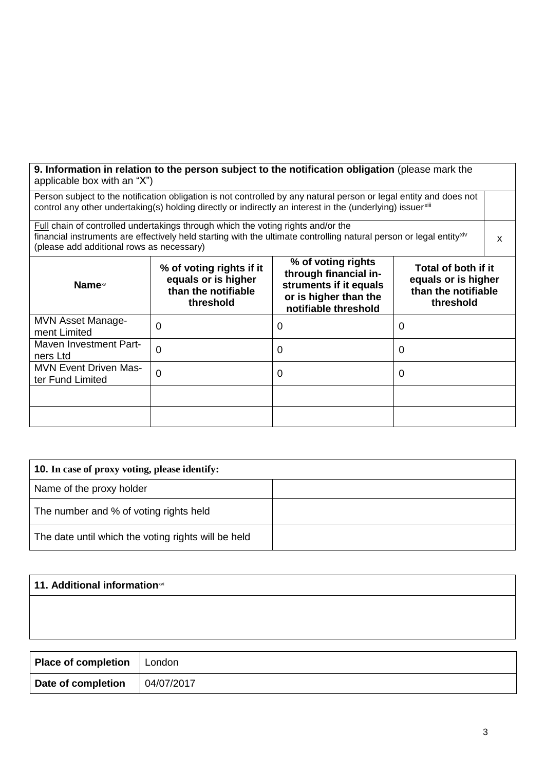| **9. Information in relation to the person subject to the notification obligation** (please mark the applicable box with an "X") | | | |
|---|---|---|---|
| Person subject to the notification obligation is not controlled by any natural person or legal entity and does not control any other undertaking(s) holding directly or indirectly an interest in the (underlying) issuer[xiii] | | | |
| Full chain of controlled undertakings through which the voting rights and/or the financial instruments are effectively held starting with the ultimate controlling natural person or legal entity[xiv] (please add additional rows as necessary) | | | x |

| **Name**[xv] | **% of voting rights if it equals or is higher than the notifiable threshold** | **% of voting rights through financial instruments if it equals or is higher than the notifiable threshold** | **Total of both if it equals or is higher than the notifiable threshold** |
|---|---|---|---|
| MVN Asset Management Limited | 0 | 0 | 0 |
| Maven Investment Partners Ltd | 0 | 0 | 0 |
| MVN Event Driven Master Fund Limited | 0 | 0 | 0 |
| | | | |
| | | | |

| **10. In case of proxy voting, please identify:** | |
|---|---|
| Name of the proxy holder | |
| The number and % of voting rights held | |
| The date until which the voting rights will be held | |

| **11. Additional information**[xvi] |
|---|
| |

| | |
|---|---|
| **Place of completion** | London |
| **Date of completion** | 04/07/2017 |